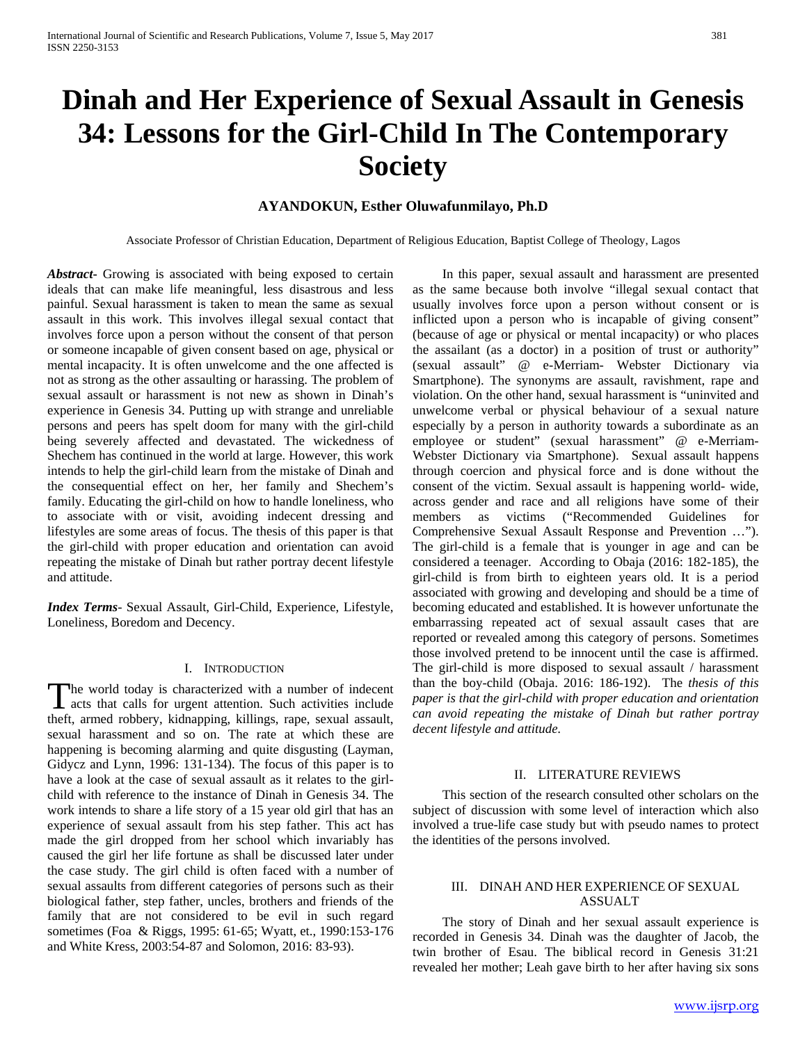# Dinah and Her Experience of Sexual Assault in Genesis 34: Lessons for the Girl-Child In The Contemporary Society

**AYANDOKUN, Esther Oluwafunmilayo, Ph.D**

Associate Professor of Christian Education, Department of Religious Education, Baptist College of Theology, Lagos

***Abstract-*** Growing is associated with being exposed to certain ideals that can make life meaningful, less disastrous and less painful. Sexual harassment is taken to mean the same as sexual assault in this work. This involves illegal sexual contact that involves force upon a person without the consent of that person or someone incapable of given consent based on age, physical or mental incapacity. It is often unwelcome and the one affected is not as strong as the other assaulting or harassing. The problem of sexual assault or harassment is not new as shown in Dinah's experience in Genesis 34. Putting up with strange and unreliable persons and peers has spelt doom for many with the girl-child being severely affected and devastated. The wickedness of Shechem has continued in the world at large. However, this work intends to help the girl-child learn from the mistake of Dinah and the consequential effect on her, her family and Shechem's family. Educating the girl-child on how to handle loneliness, who to associate with or visit, avoiding indecent dressing and lifestyles are some areas of focus. The thesis of this paper is that the girl-child with proper education and orientation can avoid repeating the mistake of Dinah but rather portray decent lifestyle and attitude.

***Index Terms*-** Sexual Assault, Girl-Child, Experience, Lifestyle, Loneliness, Boredom and Decency.

## I. Introduction

The world today is characterized with a number of indecent acts that calls for urgent attention. Such activities include theft, armed robbery, kidnapping, killings, rape, sexual assault, sexual harassment and so on. The rate at which these are happening is becoming alarming and quite disgusting (Layman, Gidycz and Lynn, 1996: 131-134). The focus of this paper is to have a look at the case of sexual assault as it relates to the girl-child with reference to the instance of Dinah in Genesis 34. The work intends to share a life story of a 15 year old girl that has an experience of sexual assault from his step father. This act has made the girl dropped from her school which invariably has caused the girl her life fortune as shall be discussed later under the case study. The girl child is often faced with a number of sexual assaults from different categories of persons such as their biological father, step father, uncles, brothers and friends of the family that are not considered to be evil in such regard sometimes (Foa & Riggs, 1995: 61-65; Wyatt, et., 1990:153-176 and White Kress, 2003:54-87 and Solomon, 2016: 83-93).

In this paper, sexual assault and harassment are presented as the same because both involve "illegal sexual contact that usually involves force upon a person without consent or is inflicted upon a person who is incapable of giving consent" (because of age or physical or mental incapacity) or who places the assailant (as a doctor) in a position of trust or authority" (sexual assault" @ e-Merriam- Webster Dictionary via Smartphone). The synonyms are assault, ravishment, rape and violation. On the other hand, sexual harassment is "uninvited and unwelcome verbal or physical behaviour of a sexual nature especially by a person in authority towards a subordinate as an employee or student" (sexual harassment" @ e-Merriam-Webster Dictionary via Smartphone). Sexual assault happens through coercion and physical force and is done without the consent of the victim. Sexual assault is happening world- wide, across gender and race and all religions have some of their members as victims ("Recommended Guidelines for Comprehensive Sexual Assault Response and Prevention …"). The girl-child is a female that is younger in age and can be considered a teenager. According to Obaja (2016: 182-185), the girl-child is from birth to eighteen years old. It is a period associated with growing and developing and should be a time of becoming educated and established. It is however unfortunate the embarrassing repeated act of sexual assault cases that are reported or revealed among this category of persons. Sometimes those involved pretend to be innocent until the case is affirmed. The girl-child is more disposed to sexual assault / harassment than the boy-child (Obaja. 2016: 186-192). The *thesis of this paper is that the girl-child with proper education and orientation can avoid repeating the mistake of Dinah but rather portray decent lifestyle and attitude.*

## II. Literature Reviews

This section of the research consulted other scholars on the subject of discussion with some level of interaction which also involved a true-life case study but with pseudo names to protect the identities of the persons involved.

## III. Dinah and Her Experience of Sexual Assualt

The story of Dinah and her sexual assault experience is recorded in Genesis 34. Dinah was the daughter of Jacob, the twin brother of Esau. The biblical record in Genesis 31:21 revealed her mother; Leah gave birth to her after having six sons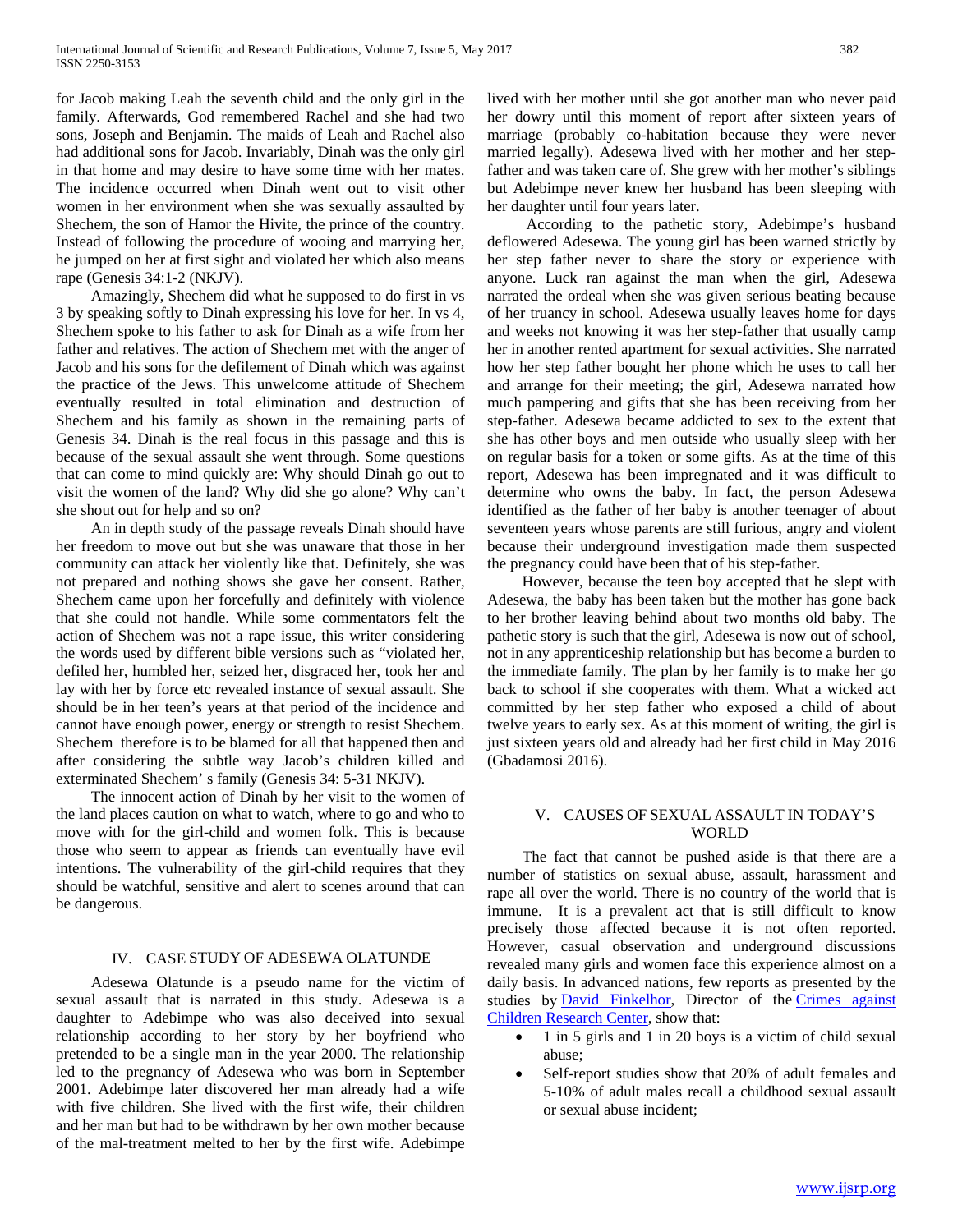for Jacob making Leah the seventh child and the only girl in the family. Afterwards, God remembered Rachel and she had two sons, Joseph and Benjamin. The maids of Leah and Rachel also had additional sons for Jacob. Invariably, Dinah was the only girl in that home and may desire to have some time with her mates. The incidence occurred when Dinah went out to visit other women in her environment when she was sexually assaulted by Shechem, the son of Hamor the Hivite, the prince of the country. Instead of following the procedure of wooing and marrying her, he jumped on her at first sight and violated her which also means rape (Genesis 34:1-2 (NKJV).

Amazingly, Shechem did what he supposed to do first in vs 3 by speaking softly to Dinah expressing his love for her. In vs 4, Shechem spoke to his father to ask for Dinah as a wife from her father and relatives. The action of Shechem met with the anger of Jacob and his sons for the defilement of Dinah which was against the practice of the Jews. This unwelcome attitude of Shechem eventually resulted in total elimination and destruction of Shechem and his family as shown in the remaining parts of Genesis 34. Dinah is the real focus in this passage and this is because of the sexual assault she went through. Some questions that can come to mind quickly are: Why should Dinah go out to visit the women of the land? Why did she go alone? Why can't she shout out for help and so on?

An in depth study of the passage reveals Dinah should have her freedom to move out but she was unaware that those in her community can attack her violently like that. Definitely, she was not prepared and nothing shows she gave her consent. Rather, Shechem came upon her forcefully and definitely with violence that she could not handle. While some commentators felt the action of Shechem was not a rape issue, this writer considering the words used by different bible versions such as "violated her, defiled her, humbled her, seized her, disgraced her, took her and lay with her by force etc revealed instance of sexual assault. She should be in her teen's years at that period of the incidence and cannot have enough power, energy or strength to resist Shechem. Shechem therefore is to be blamed for all that happened then and after considering the subtle way Jacob's children killed and exterminated Shechem' s family (Genesis 34: 5-31 NKJV).

The innocent action of Dinah by her visit to the women of the land places caution on what to watch, where to go and who to move with for the girl-child and women folk. This is because those who seem to appear as friends can eventually have evil intentions. The vulnerability of the girl-child requires that they should be watchful, sensitive and alert to scenes around that can be dangerous.

## IV. CASE STUDY OF ADESEWA OLATUNDE

Adesewa Olatunde is a pseudo name for the victim of sexual assault that is narrated in this study. Adesewa is a daughter to Adebimpe who was also deceived into sexual relationship according to her story by her boyfriend who pretended to be a single man in the year 2000. The relationship led to the pregnancy of Adesewa who was born in September 2001. Adebimpe later discovered her man already had a wife with five children. She lived with the first wife, their children and her man but had to be withdrawn by her own mother because of the mal-treatment melted to her by the first wife. Adebimpe lived with her mother until she got another man who never paid her dowry until this moment of report after sixteen years of marriage (probably co-habitation because they were never married legally). Adesewa lived with her mother and her step-father and was taken care of. She grew with her mother's siblings but Adebimpe never knew her husband has been sleeping with her daughter until four years later.

According to the pathetic story, Adebimpe's husband deflowered Adesewa. The young girl has been warned strictly by her step father never to share the story or experience with anyone. Luck ran against the man when the girl, Adesewa narrated the ordeal when she was given serious beating because of her truancy in school. Adesewa usually leaves home for days and weeks not knowing it was her step-father that usually camp her in another rented apartment for sexual activities. She narrated how her step father bought her phone which he uses to call her and arrange for their meeting; the girl, Adesewa narrated how much pampering and gifts that she has been receiving from her step-father. Adesewa became addicted to sex to the extent that she has other boys and men outside who usually sleep with her on regular basis for a token or some gifts. As at the time of this report, Adesewa has been impregnated and it was difficult to determine who owns the baby. In fact, the person Adesewa identified as the father of her baby is another teenager of about seventeen years whose parents are still furious, angry and violent because their underground investigation made them suspected the pregnancy could have been that of his step-father.

However, because the teen boy accepted that he slept with Adesewa, the baby has been taken but the mother has gone back to her brother leaving behind about two months old baby. The pathetic story is such that the girl, Adesewa is now out of school, not in any apprenticeship relationship but has become a burden to the immediate family. The plan by her family is to make her go back to school if she cooperates with them. What a wicked act committed by her step father who exposed a child of about twelve years to early sex. As at this moment of writing, the girl is just sixteen years old and already had her first child in May 2016 (Gbadamosi 2016).

## V. CAUSES OF SEXUAL ASSAULT IN TODAY'S WORLD

The fact that cannot be pushed aside is that there are a number of statistics on sexual abuse, assault, harassment and rape all over the world. There is no country of the world that is immune. It is a prevalent act that is still difficult to know precisely those affected because it is not often reported. However, casual observation and underground discussions revealed many girls and women face this experience almost on a daily basis. In advanced nations, few reports as presented by the studies by David Finkelhor, Director of the Crimes against Children Research Center, show that:

- 1 in 5 girls and 1 in 20 boys is a victim of child sexual abuse;
- Self-report studies show that 20% of adult females and 5-10% of adult males recall a childhood sexual assault or sexual abuse incident;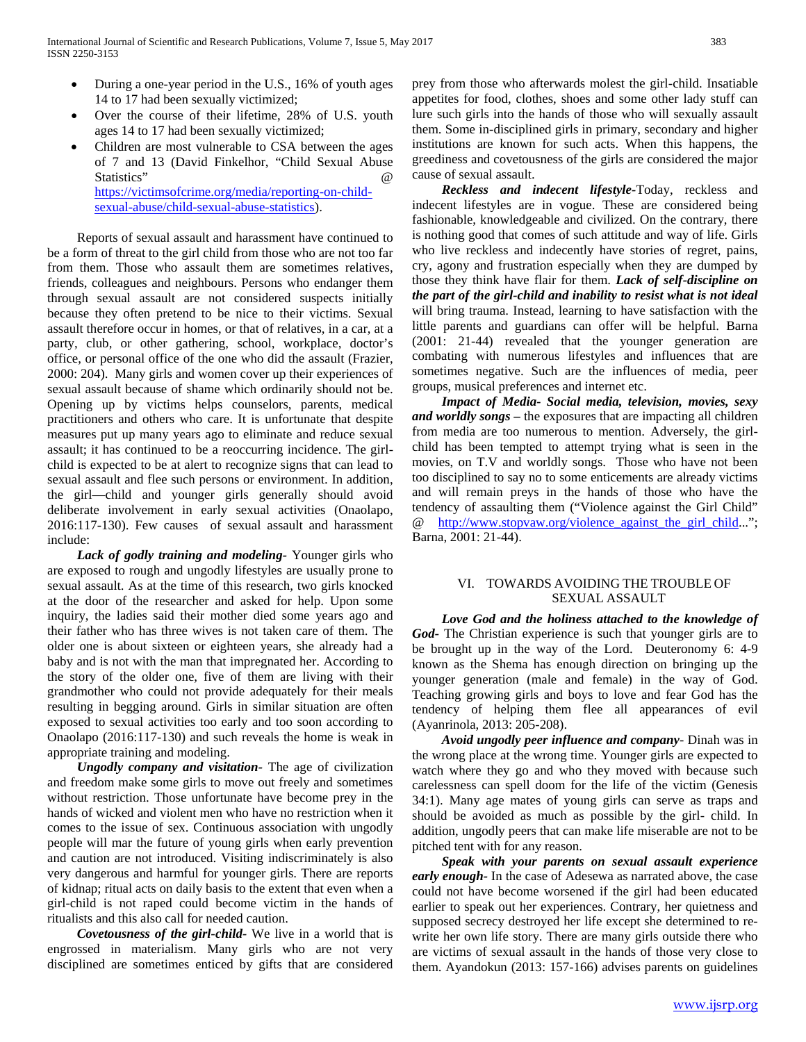- During a one-year period in the U.S., 16% of youth ages 14 to 17 had been sexually victimized;
- Over the course of their lifetime, 28% of U.S. youth ages 14 to 17 had been sexually victimized;
- Children are most vulnerable to CSA between the ages of 7 and 13 (David Finkelhor, "Child Sexual Abuse Statistics" @ https://victimsofcrime.org/media/reporting-on-child-sexual-abuse/child-sexual-abuse-statistics).

Reports of sexual assault and harassment have continued to be a form of threat to the girl child from those who are not too far from them. Those who assault them are sometimes relatives, friends, colleagues and neighbours. Persons who endanger them through sexual assault are not considered suspects initially because they often pretend to be nice to their victims. Sexual assault therefore occur in homes, or that of relatives, in a car, at a party, club, or other gathering, school, workplace, doctor's office, or personal office of the one who did the assault (Frazier, 2000: 204). Many girls and women cover up their experiences of sexual assault because of shame which ordinarily should not be. Opening up by victims helps counselors, parents, medical practitioners and others who care. It is unfortunate that despite measures put up many years ago to eliminate and reduce sexual assault; it has continued to be a reoccurring incidence. The girl-child is expected to be at alert to recognize signs that can lead to sexual assault and flee such persons or environment. In addition, the girl—child and younger girls generally should avoid deliberate involvement in early sexual activities (Onaolapo, 2016:117-130). Few causes of sexual assault and harassment include:

***Lack of godly training and modeling-*** Younger girls who are exposed to rough and ungodly lifestyles are usually prone to sexual assault. As at the time of this research, two girls knocked at the door of the researcher and asked for help. Upon some inquiry, the ladies said their mother died some years ago and their father who has three wives is not taken care of them. The older one is about sixteen or eighteen years, she already had a baby and is not with the man that impregnated her. According to the story of the older one, five of them are living with their grandmother who could not provide adequately for their meals resulting in begging around. Girls in similar situation are often exposed to sexual activities too early and too soon according to Onaolapo (2016:117-130) and such reveals the home is weak in appropriate training and modeling.

***Ungodly company and visitation-*** The age of civilization and freedom make some girls to move out freely and sometimes without restriction. Those unfortunate have become prey in the hands of wicked and violent men who have no restriction when it comes to the issue of sex. Continuous association with ungodly people will mar the future of young girls when early prevention and caution are not introduced. Visiting indiscriminately is also very dangerous and harmful for younger girls. There are reports of kidnap; ritual acts on daily basis to the extent that even when a girl-child is not raped could become victim in the hands of ritualists and this also call for needed caution.

***Covetousness of the girl-child-*** We live in a world that is engrossed in materialism. Many girls who are not very disciplined are sometimes enticed by gifts that are considered prey from those who afterwards molest the girl-child. Insatiable appetites for food, clothes, shoes and some other lady stuff can lure such girls into the hands of those who will sexually assault them. Some in-disciplined girls in primary, secondary and higher institutions are known for such acts. When this happens, the greediness and covetousness of the girls are considered the major cause of sexual assault.

***Reckless and indecent lifestyle-***Today, reckless and indecent lifestyles are in vogue. These are considered being fashionable, knowledgeable and civilized. On the contrary, there is nothing good that comes of such attitude and way of life. Girls who live reckless and indecently have stories of regret, pains, cry, agony and frustration especially when they are dumped by those they think have flair for them. ***Lack of self-discipline on the part of the girl-child and inability to resist what is not ideal*** will bring trauma. Instead, learning to have satisfaction with the little parents and guardians can offer will be helpful. Barna (2001: 21-44) revealed that the younger generation are combating with numerous lifestyles and influences that are sometimes negative. Such are the influences of media, peer groups, musical preferences and internet etc.

***Impact of Media- Social media, television, movies, sexy and worldly songs –*** the exposures that are impacting all children from media are too numerous to mention. Adversely, the girl-child has been tempted to attempt trying what is seen in the movies, on T.V and worldly songs. Those who have not been too disciplined to say no to some enticements are already victims and will remain preys in the hands of those who have the tendency of assaulting them ("Violence against the Girl Child" @ http://www.stopvaw.org/violence_against_the_girl_child..."; Barna, 2001: 21-44).

## VI. TOWARDS AVOIDING THE TROUBLE OF SEXUAL ASSAULT

***Love God and the holiness attached to the knowledge of God-*** The Christian experience is such that younger girls are to be brought up in the way of the Lord. Deuteronomy 6: 4-9 known as the Shema has enough direction on bringing up the younger generation (male and female) in the way of God. Teaching growing girls and boys to love and fear God has the tendency of helping them flee all appearances of evil (Ayanrinola, 2013: 205-208).

***Avoid ungodly peer influence and company-*** Dinah was in the wrong place at the wrong time. Younger girls are expected to watch where they go and who they moved with because such carelessness can spell doom for the life of the victim (Genesis 34:1). Many age mates of young girls can serve as traps and should be avoided as much as possible by the girl- child. In addition, ungodly peers that can make life miserable are not to be pitched tent with for any reason.

***Speak with your parents on sexual assault experience early enough-*** In the case of Adesewa as narrated above, the case could not have become worsened if the girl had been educated earlier to speak out her experiences. Contrary, her quietness and supposed secrecy destroyed her life except she determined to re-write her own life story. There are many girls outside there who are victims of sexual assault in the hands of those very close to them. Ayandokun (2013: 157-166) advises parents on guidelines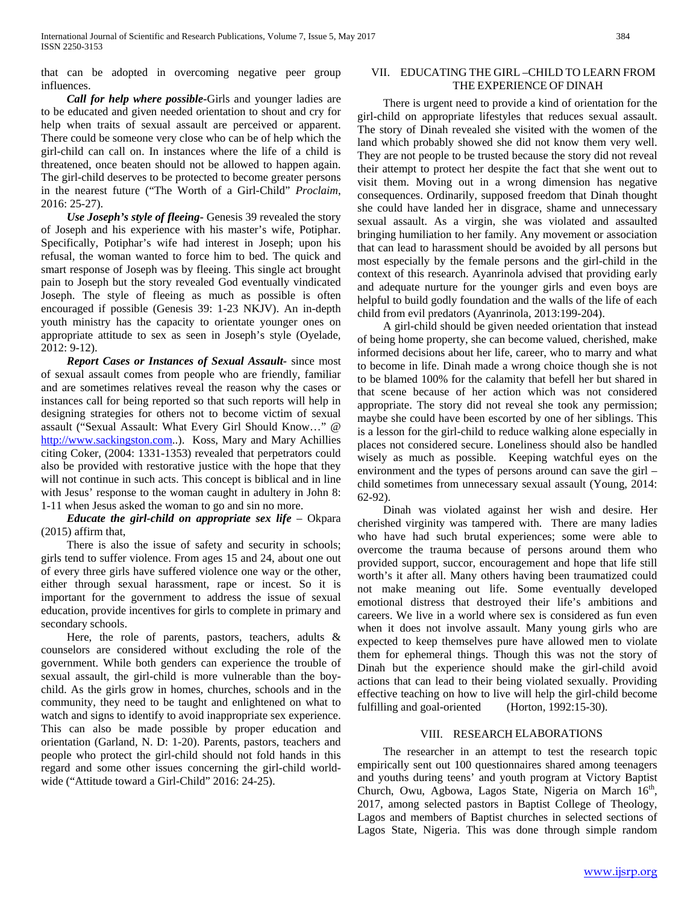that can be adopted in overcoming negative peer group influences.

***Call for help where possible***-Girls and younger ladies are to be educated and given needed orientation to shout and cry for help when traits of sexual assault are perceived or apparent. There could be someone very close who can be of help which the girl-child can call on. In instances where the life of a child is threatened, once beaten should not be allowed to happen again. The girl-child deserves to be protected to become greater persons in the nearest future ("The Worth of a Girl-Child" *Proclaim*, 2016: 25-27).

***Use Joseph's style of fleeing***- Genesis 39 revealed the story of Joseph and his experience with his master's wife, Potiphar. Specifically, Potiphar's wife had interest in Joseph; upon his refusal, the woman wanted to force him to bed. The quick and smart response of Joseph was by fleeing. This single act brought pain to Joseph but the story revealed God eventually vindicated Joseph. The style of fleeing as much as possible is often encouraged if possible (Genesis 39: 1-23 NKJV). An in-depth youth ministry has the capacity to orientate younger ones on appropriate attitude to sex as seen in Joseph's style (Oyelade, 2012: 9-12).

***Report Cases or Instances of Sexual Assault***- since most of sexual assault comes from people who are friendly, familiar and are sometimes relatives reveal the reason why the cases or instances call for being reported so that such reports will help in designing strategies for others not to become victim of sexual assault ("Sexual Assault: What Every Girl Should Know…" @ http://www.sackingston.com..). Koss, Mary and Mary Achillies citing Coker, (2004: 1331-1353) revealed that perpetrators could also be provided with restorative justice with the hope that they will not continue in such acts. This concept is biblical and in line with Jesus' response to the woman caught in adultery in John 8: 1-11 when Jesus asked the woman to go and sin no more.

***Educate the girl-child on appropriate sex life*** – Okpara (2015) affirm that,

> There is also the issue of safety and security in schools; girls tend to suffer violence. From ages 15 and 24, about one out of every three girls have suffered violence one way or the other, either through sexual harassment, rape or incest. So it is important for the government to address the issue of sexual education, provide incentives for girls to complete in primary and secondary schools.

Here, the role of parents, pastors, teachers, adults & counselors are considered without excluding the role of the government. While both genders can experience the trouble of sexual assault, the girl-child is more vulnerable than the boy-child. As the girls grow in homes, churches, schools and in the community, they need to be taught and enlightened on what to watch and signs to identify to avoid inappropriate sex experience. This can also be made possible by proper education and orientation (Garland, N. D: 1-20). Parents, pastors, teachers and people who protect the girl-child should not fold hands in this regard and some other issues concerning the girl-child world-wide ("Attitude toward a Girl-Child" 2016: 24-25).

## VII. EDUCATING THE GIRL –CHILD TO LEARN FROM THE EXPERIENCE OF DINAH

There is urgent need to provide a kind of orientation for the girl-child on appropriate lifestyles that reduces sexual assault. The story of Dinah revealed she visited with the women of the land which probably showed she did not know them very well. They are not people to be trusted because the story did not reveal their attempt to protect her despite the fact that she went out to visit them. Moving out in a wrong dimension has negative consequences. Ordinarily, supposed freedom that Dinah thought she could have landed her in disgrace, shame and unnecessary sexual assault. As a virgin, she was violated and assaulted bringing humiliation to her family. Any movement or association that can lead to harassment should be avoided by all persons but most especially by the female persons and the girl-child in the context of this research. Ayanrinola advised that providing early and adequate nurture for the younger girls and even boys are helpful to build godly foundation and the walls of the life of each child from evil predators (Ayanrinola, 2013:199-204).

A girl-child should be given needed orientation that instead of being home property, she can become valued, cherished, make informed decisions about her life, career, who to marry and what to become in life. Dinah made a wrong choice though she is not to be blamed 100% for the calamity that befell her but shared in that scene because of her action which was not considered appropriate. The story did not reveal she took any permission; maybe she could have been escorted by one of her siblings. This is a lesson for the girl-child to reduce walking alone especially in places not considered secure. Loneliness should also be handled wisely as much as possible. Keeping watchful eyes on the environment and the types of persons around can save the girl –child sometimes from unnecessary sexual assault (Young, 2014: 62-92).

Dinah was violated against her wish and desire. Her cherished virginity was tampered with. There are many ladies who have had such brutal experiences; some were able to overcome the trauma because of persons around them who provided support, succor, encouragement and hope that life still worth's it after all. Many others having been traumatized could not make meaning out life. Some eventually developed emotional distress that destroyed their life's ambitions and careers. We live in a world where sex is considered as fun even when it does not involve assault. Many young girls who are expected to keep themselves pure have allowed men to violate them for ephemeral things. Though this was not the story of Dinah but the experience should make the girl-child avoid actions that can lead to their being violated sexually. Providing effective teaching on how to live will help the girl-child become fulfilling and goal-oriented (Horton, 1992:15-30).

## VIII. RESEARCH ELABORATIONS

The researcher in an attempt to test the research topic empirically sent out 100 questionnaires shared among teenagers and youths during teens' and youth program at Victory Baptist Church, Owu, Agbowa, Lagos State, Nigeria on March 16th, 2017, among selected pastors in Baptist College of Theology, Lagos and members of Baptist churches in selected sections of Lagos State, Nigeria. This was done through simple random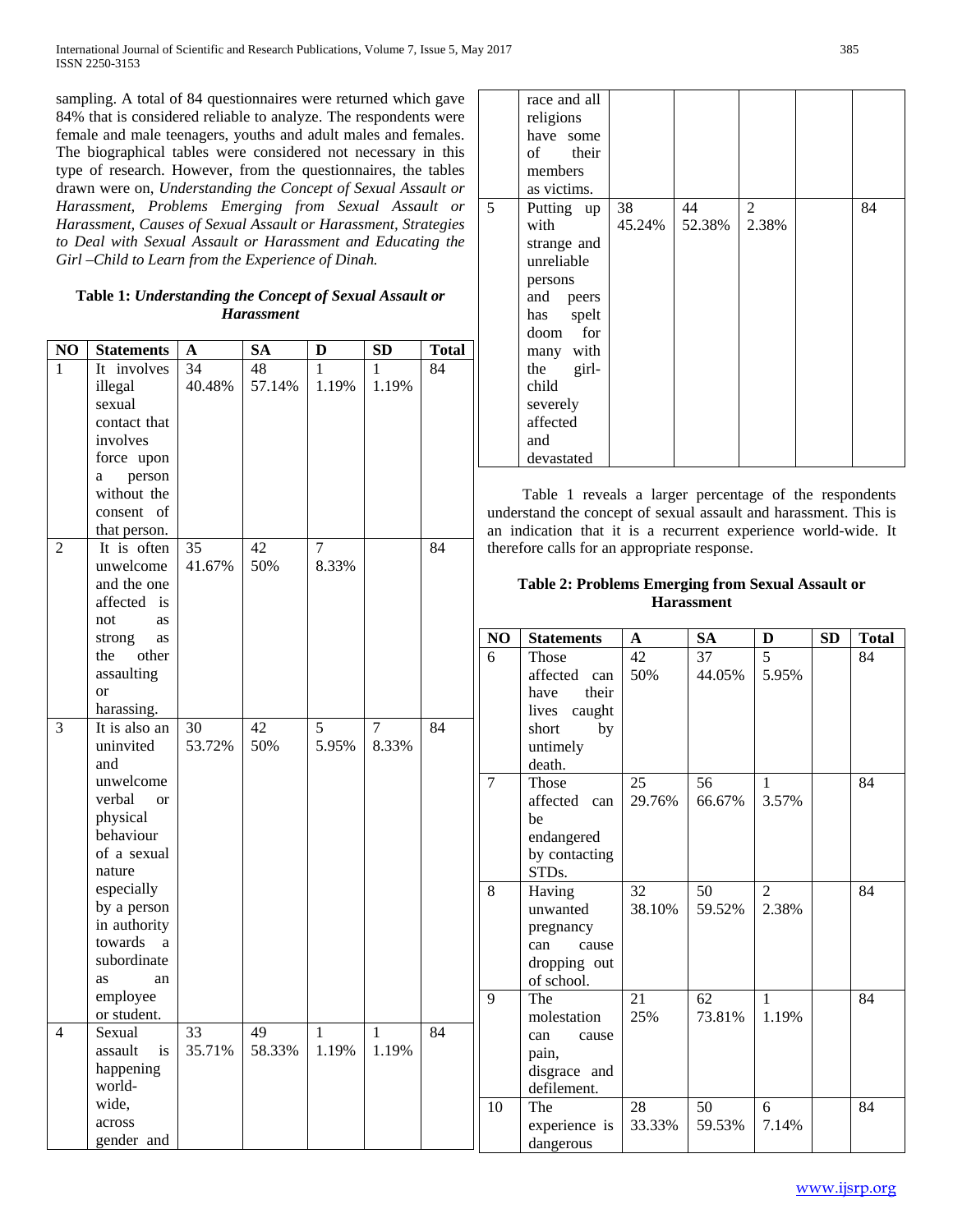sampling. A total of 84 questionnaires were returned which gave 84% that is considered reliable to analyze. The respondents were female and male teenagers, youths and adult males and females. The biographical tables were considered not necessary in this type of research. However, from the questionnaires, the tables drawn were on, *Understanding the Concept of Sexual Assault or Harassment, Problems Emerging from Sexual Assault or Harassment, Causes of Sexual Assault or Harassment, Strategies to Deal with Sexual Assault or Harassment and Educating the Girl –Child to Learn from the Experience of Dinah.*

**Table 1: *Understanding the Concept of Sexual Assault or Harassment***

| NO | Statements | A | SA | D | SD | Total |
|---|---|---|---|---|---|---|
| 1 | It involves illegal sexual contact that involves force upon a person without the consent of that person. | 34 40.48% | 48 57.14% | 1 1.19% | 1 1.19% | 84 |
| 2 | It is often unwelcome and the one affected is not as strong as the other assaulting or harassing. | 35 41.67% | 42 50% | 7 8.33% | | 84 |
| 3 | It is also an uninvited and unwelcome verbal or physical behaviour of a sexual nature especially by a person in authority towards a subordinate as an employee or student. | 30 53.72% | 42 50% | 5 5.95% | 7 8.33% | 84 |
| 4 | Sexual assault is happening world-wide, across gender and race and all religions have some of their members as victims. | 33 35.71% | 49 58.33% | 1 1.19% | 1 1.19% | 84 |
| 5 | Putting up with strange and unreliable persons and peers has spelt doom for many with the girl-child severely affected and devastated | 38 45.24% | 44 52.38% | 2 2.38% | | 84 |

Table 1 reveals a larger percentage of the respondents understand the concept of sexual assault and harassment. This is an indication that it is a recurrent experience world-wide. It therefore calls for an appropriate response.

**Table 2: Problems Emerging from Sexual Assault or Harassment**

| NO | Statements | A | SA | D | SD | Total |
|---|---|---|---|---|---|---|
| 6 | Those affected can have their lives caught short by untimely death. | 42 50% | 37 44.05% | 5 5.95% | | 84 |
| 7 | Those affected can be endangered by contacting STDs. | 25 29.76% | 56 66.67% | 1 3.57% | | 84 |
| 8 | Having unwanted pregnancy can cause dropping out of school. | 32 38.10% | 50 59.52% | 2 2.38% | | 84 |
| 9 | The molestation can cause pain, disgrace and defilement. | 21 25% | 62 73.81% | 1 1.19% | | 84 |
| 10 | The experience is dangerous | 28 33.33% | 50 59.53% | 6 7.14% | | 84 |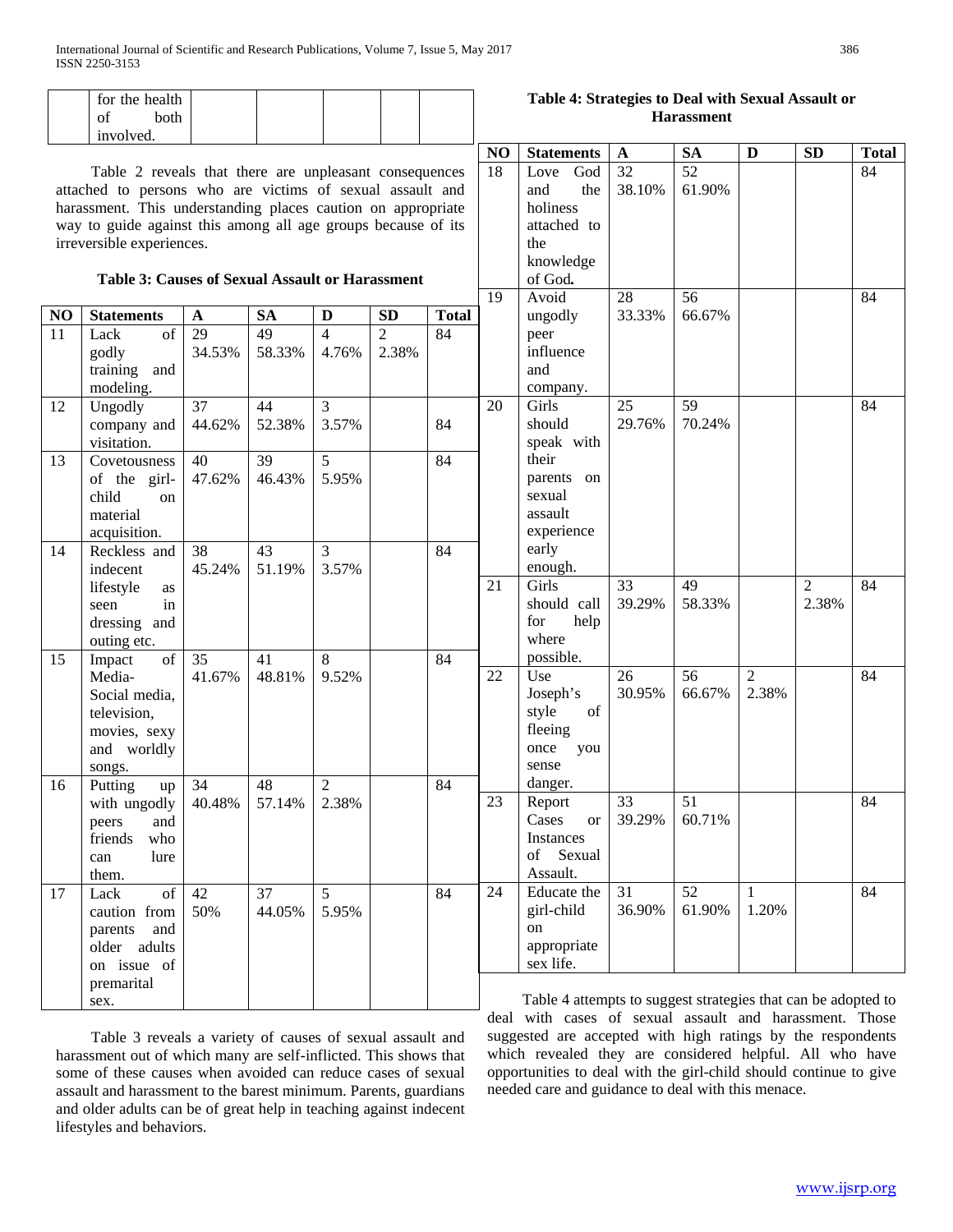| | for the health of both involved. | | | | | |
|---|---|---|---|---|---|---|

Table 2 reveals that there are unpleasant consequences attached to persons who are victims of sexual assault and harassment. This understanding places caution on appropriate way to guide against this among all age groups because of its irreversible experiences.

**Table 3: Causes of Sexual Assault or Harassment**

| NO | Statements | A | SA | D | SD | Total |
|---|---|---|---|---|---|---|
| 11 | Lack of godly training and modeling. | 29 34.53% | 49 58.33% | 4 4.76% | 2 2.38% | 84 |
| 12 | Ungodly company and visitation. | 37 44.62% | 44 52.38% | 3 3.57% | | 84 |
| 13 | Covetousness of the girl-child on material acquisition. | 40 47.62% | 39 46.43% | 5 5.95% | | 84 |
| 14 | Reckless and indecent lifestyle as seen in dressing and outing etc. | 38 45.24% | 43 51.19% | 3 3.57% | | 84 |
| 15 | Impact of Media-Social media, television, movies, sexy and worldly songs. | 35 41.67% | 41 48.81% | 8 9.52% | | 84 |
| 16 | Putting up with ungodly peers and friends who can lure them. | 34 40.48% | 48 57.14% | 2 2.38% | | 84 |
| 17 | Lack of caution from parents and older adults on issue of premarital sex. | 42 50% | 37 44.05% | 5 5.95% | | 84 |

Table 3 reveals a variety of causes of sexual assault and harassment out of which many are self-inflicted. This shows that some of these causes when avoided can reduce cases of sexual assault and harassment to the barest minimum. Parents, guardians and older adults can be of great help in teaching against indecent lifestyles and behaviors.

**Table 4: Strategies to Deal with Sexual Assault or Harassment**

| NO | Statements | A | SA | D | SD | Total |
|---|---|---|---|---|---|---|
| 18 | Love God and the holiness attached to the knowledge of God. | 32 38.10% | 52 61.90% | | | 84 |
| 19 | Avoid ungodly peer influence and company. | 28 33.33% | 56 66.67% | | | 84 |
| 20 | Girls should speak with their parents on sexual assault experience early enough. | 25 29.76% | 59 70.24% | | | 84 |
| 21 | Girls should call for help where possible. | 33 39.29% | 49 58.33% | | 2 2.38% | 84 |
| 22 | Use Joseph's style of fleeing once you sense danger. | 26 30.95% | 56 66.67% | 2 2.38% | | 84 |
| 23 | Report Cases or Instances of Sexual Assault. | 33 39.29% | 51 60.71% | | | 84 |
| 24 | Educate the girl-child on appropriate sex life. | 31 36.90% | 52 61.90% | 1 1.20% | | 84 |

Table 4 attempts to suggest strategies that can be adopted to deal with cases of sexual assault and harassment. Those suggested are accepted with high ratings by the respondents which revealed they are considered helpful. All who have opportunities to deal with the girl-child should continue to give needed care and guidance to deal with this menace.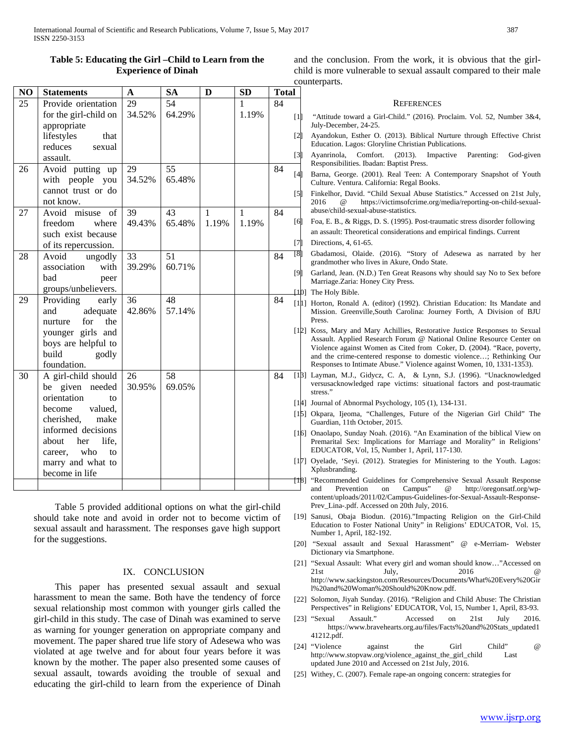**Table 5: Educating the Girl –Child to Learn from the Experience of Dinah**

| NO | Statements | A | SA | D | SD | Total |
|---|---|---|---|---|---|---|
| 25 | Provide orientation for the girl-child on appropriate lifestyles that reduces sexual assault. | 29 34.52% | 54 64.29% | | 1 1.19% | 84 |
| 26 | Avoid putting up with people you cannot trust or do not know. | 29 34.52% | 55 65.48% | | | 84 |
| 27 | Avoid misuse of freedom where such exist because of its repercussion. | 39 49.43% | 43 65.48% | 1 1.19% | 1 1.19% | 84 |
| 28 | Avoid ungodly association with bad peer groups/unbelievers. | 33 39.29% | 51 60.71% | | | 84 |
| 29 | Providing early and adequate nurture for the younger girls and boys are helpful to build godly foundation. | 36 42.86% | 48 57.14% | | | 84 |
| 30 | A girl-child should be given needed orientation to become valued, cherished, make informed decisions about her life, career, who to marry and what to become in life | 26 30.95% | 58 69.05% | | | 84 |
| | | | | | | |

Table 5 provided additional options on what the girl-child should take note and avoid in order not to become victim of sexual assault and harassment. The responses gave high support for the suggestions.

## IX. CONCLUSION

This paper has presented sexual assault and sexual harassment to mean the same. Both have the tendency of force sexual relationship most common with younger girls called the girl-child in this study. The case of Dinah was examined to serve as warning for younger generation on appropriate company and movement. The paper shared true life story of Adesewa who was violated at age twelve and for about four years before it was known by the mother. The paper also presented some causes of sexual assault, towards avoiding the trouble of sexual and educating the girl-child to learn from the experience of Dinah and the conclusion. From the work, it is obvious that the girl-child is more vulnerable to sexual assault compared to their male counterparts.

## REFERENCES

[1] "Attitude toward a Girl-Child." (2016). Proclaim. Vol. 52, Number 3&4, July-December, 24-25.

[2] Ayandokun, Esther O. (2013). Biblical Nurture through Effective Christ Education. Lagos: Gloryline Christian Publications.

[3] Ayanrinola, Comfort. (2013). Impactive Parenting: God-given Responsibilities. Ibadan: Baptist Press.

[4] Barna, George. (2001). Real Teen: A Contemporary Snapshot of Youth Culture. Ventura. California: Regal Books.

[5] Finkelhor, David. "Child Sexual Abuse Statistics." Accessed on 21st July, 2016 @ https://victimsofcrime.org/media/reporting-on-child-sexual-abuse/child-sexual-abuse-statistics.

[6] Foa, E. B., & Riggs, D. S. (1995). Post-traumatic stress disorder following an assault: Theoretical considerations and empirical findings. Current

[7] Directions, 4, 61-65.

[8] Gbadamosi, Olaide. (2016). "Story of Adesewa as narrated by her grandmother who lives in Akure, Ondo State.

[9] Garland, Jean. (N.D.) Ten Great Reasons why should say No to Sex before Marriage.Zaria: Honey City Press.

[10] The Holy Bible.

[11] Horton, Ronald A. (editor) (1992). Christian Education: Its Mandate and Mission. Greenville,South Carolina: Journey Forth, A Division of BJU Press.

[12] Koss, Mary and Mary Achillies, Restorative Justice Responses to Sexual Assault. Applied Research Forum @ National Online Resource Center on Violence against Women as Cited from Coker, D. (2004). "Race, poverty, and the crime-centered response to domestic violence…; Rethinking Our Responses to Intimate Abuse." Violence against Women, 10, 1331-1353).

[13] Layman, M.J., Gidycz, C. A, & Lynn, S.J. (1996). "Unacknowledged versusacknowledged rape victims: situational factors and post-traumatic stress."

[14] Journal of Abnormal Psychology, 105 (1), 134-131.

[15] Okpara, Ijeoma, "Challenges, Future of the Nigerian Girl Child" The Guardian, 11th October, 2015.

[16] Onaolapo, Sunday Noah. (2016). "An Examination of the biblical View on Premarital Sex: Implications for Marriage and Morality" in Religions' EDUCATOR, Vol, 15, Number 1, April, 117-130.

[17] Oyelade, 'Seyi. (2012). Strategies for Ministering to the Youth. Lagos: Xplusbranding.

[18] "Recommended Guidelines for Comprehensive Sexual Assault Response and Prevention on Campus" @ http://oregonsatf.org/wp-content/uploads/2011/02/Campus-Guidelines-for-Sexual-Assault-Response-Prev_Lina-.pdf. Accessed on 20th July, 2016.

[19] Sanusi, Obaja Biodun. (2016)."Impacting Religion on the Girl-Child Education to Foster National Unity" in Religions' EDUCATOR, Vol. 15, Number 1, April, 182-192.

[20] "Sexual assault and Sexual Harassment" @ e-Merriam- Webster Dictionary via Smartphone.

[21] "Sexual Assault: What every girl and woman should know…"Accessed on 21st July, 2016 @ http://www.sackingston.com/Resources/Documents/What%20Every%20Girl%20and%20Woman%20Should%20Know.pdf.

[22] Solomon, Jiyah Sunday. (2016). "Religion and Child Abuse: The Christian Perspectives" in Religions' EDUCATOR, Vol, 15, Number 1, April, 83-93.

[23] "Sexual Assault." Accessed on 21st July 2016. https://www.bravehearts.org.au/files/Facts%20and%20Stats_updated141212.pdf.

[24] "Violence against the Girl Child" @ http://www.stopvaw.org/violence_against_the_girl_child Last updated June 2010 and Accessed on 21st July, 2016.

[25] Withey, C. (2007). Female rape-an ongoing concern: strategies for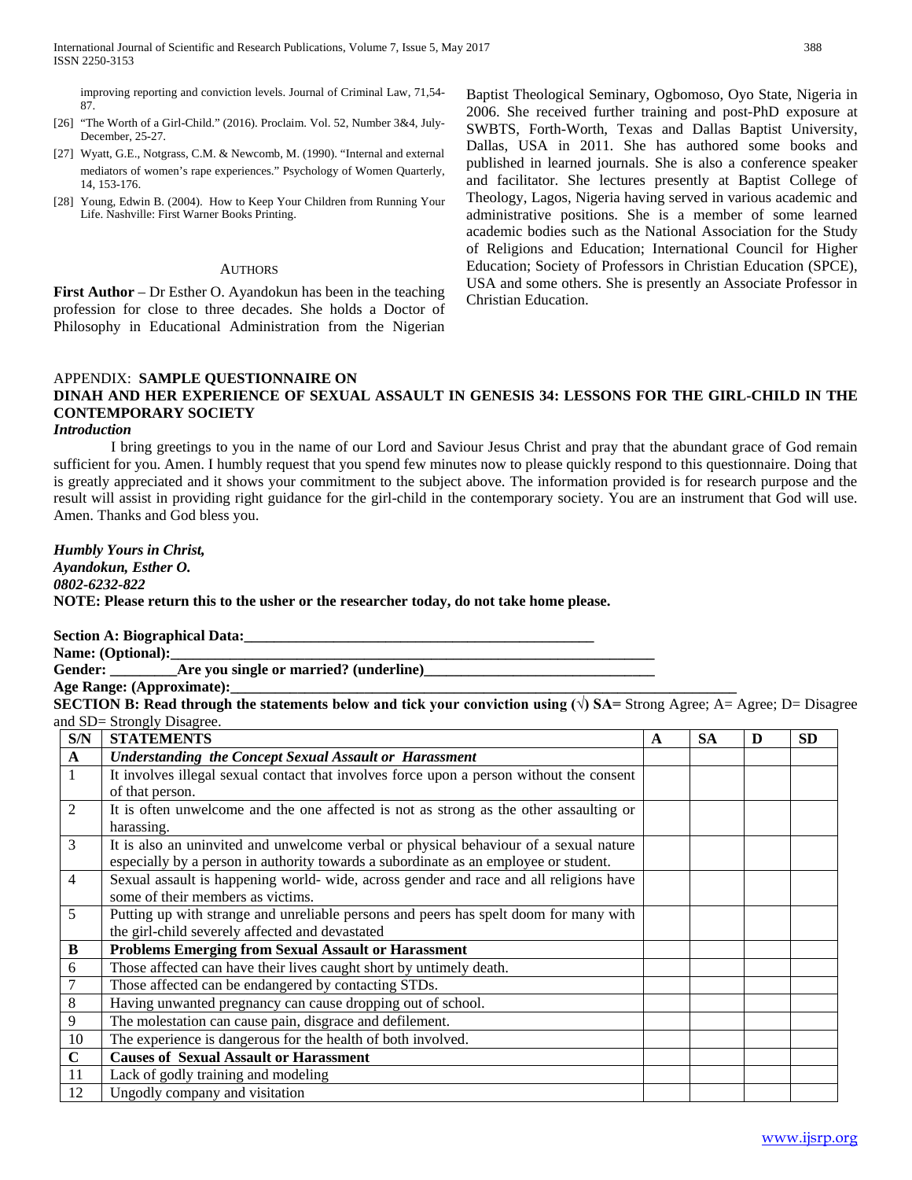improving reporting and conviction levels. Journal of Criminal Law, 71,54-87.

[26] "The Worth of a Girl-Child." (2016). Proclaim. Vol. 52, Number 3&4, July-December, 25-27.

[27] Wyatt, G.E., Notgrass, C.M. & Newcomb, M. (1990). "Internal and external mediators of women's rape experiences." Psychology of Women Quarterly, 14, 153-176.

[28] Young, Edwin B. (2004). How to Keep Your Children from Running Your Life. Nashville: First Warner Books Printing.

## Authors

**First Author** – Dr Esther O. Ayandokun has been in the teaching profession for close to three decades. She holds a Doctor of Philosophy in Educational Administration from the Nigerian Baptist Theological Seminary, Ogbomoso, Oyo State, Nigeria in 2006. She received further training and post-PhD exposure at SWBTS, Forth-Worth, Texas and Dallas Baptist University, Dallas, USA in 2011. She has authored some books and published in learned journals. She is also a conference speaker and facilitator. She lectures presently at Baptist College of Theology, Lagos, Nigeria having served in various academic and administrative positions. She is a member of some learned academic bodies such as the National Association for the Study of Religions and Education; International Council for Higher Education; Society of Professors in Christian Education (SPCE), USA and some others. She is presently an Associate Professor in Christian Education.

## APPENDIX: **SAMPLE QUESTIONNAIRE ON DINAH AND HER EXPERIENCE OF SEXUAL ASSAULT IN GENESIS 34: LESSONS FOR THE GIRL-CHILD IN THE CONTEMPORARY SOCIETY**

***Introduction***

I bring greetings to you in the name of our Lord and Saviour Jesus Christ and pray that the abundant grace of God remain sufficient for you. Amen. I humbly request that you spend few minutes now to please quickly respond to this questionnaire. Doing that is greatly appreciated and it shows your commitment to the subject above. The information provided is for research purpose and the result will assist in providing right guidance for the girl-child in the contemporary society. You are an instrument that God will use. Amen. Thanks and God bless you.

***Humbly Yours in Christ,***
***Ayandokun, Esther O.***
***0802-6232-822***
**NOTE: Please return this to the usher or the researcher today, do not take home please.**

**Section A: Biographical Data:**_______________________________________________
**Name: (Optional):**_________________________________________________________________
**Gender:** _________**Are you single or married? (underline)**______________________________
**Age Range: (Approximate):**_________________________________________________________________

**SECTION B: Read through the statements below and tick your conviction using (√) SA=** Strong Agree; A= Agree; D= Disagree and SD= Strongly Disagree.

| S/N | STATEMENTS | A | SA | D | SD |
|---|---|---|---|---|---|
| **A** | ***Understanding the Concept Sexual Assault or Harassment*** | | | | |
| 1 | It involves illegal sexual contact that involves force upon a person without the consent of that person. | | | | |
| 2 | It is often unwelcome and the one affected is not as strong as the other assaulting or harassing. | | | | |
| 3 | It is also an uninvited and unwelcome verbal or physical behaviour of a sexual nature especially by a person in authority towards a subordinate as an employee or student. | | | | |
| 4 | Sexual assault is happening world- wide, across gender and race and all religions have some of their members as victims. | | | | |
| 5 | Putting up with strange and unreliable persons and peers has spelt doom for many with the girl-child severely affected and devastated | | | | |
| **B** | **Problems Emerging from Sexual Assault or Harassment** | | | | |
| 6 | Those affected can have their lives caught short by untimely death. | | | | |
| 7 | Those affected can be endangered by contacting STDs. | | | | |
| 8 | Having unwanted pregnancy can cause dropping out of school. | | | | |
| 9 | The molestation can cause pain, disgrace and defilement. | | | | |
| 10 | The experience is dangerous for the health of both involved. | | | | |
| **C** | **Causes of Sexual Assault or Harassment** | | | | |
| 11 | Lack of godly training and modeling | | | | |
| 12 | Ungodly company and visitation | | | | |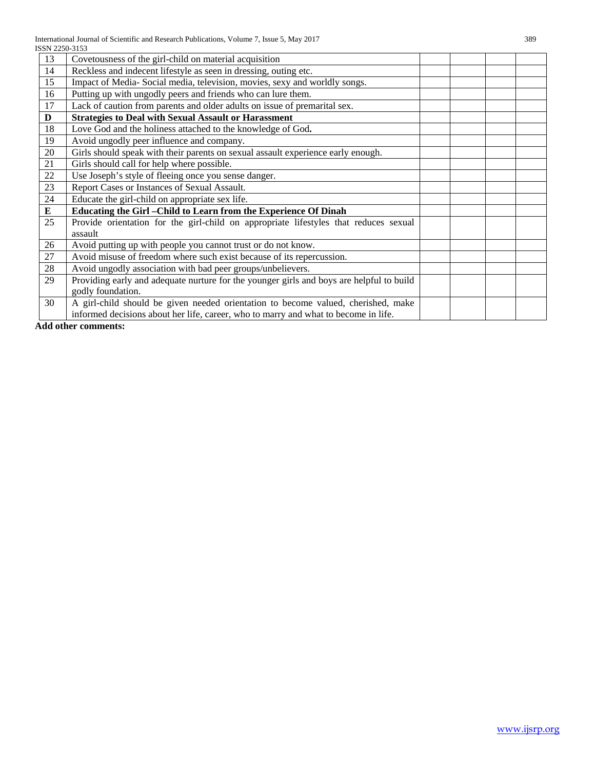| | | | | | |
|---|---|---|---|---|---|
| 13 | Covetousness of the girl-child on material acquisition | | | | |
| 14 | Reckless and indecent lifestyle as seen in dressing, outing etc. | | | | |
| 15 | Impact of Media- Social media, television, movies, sexy and worldly songs. | | | | |
| 16 | Putting up with ungodly peers and friends who can lure them. | | | | |
| 17 | Lack of caution from parents and older adults on issue of premarital sex. | | | | |
| **D** | **Strategies to Deal with Sexual Assault or Harassment** | | | | |
| 18 | Love God and the holiness attached to the knowledge of God**.** | | | | |
| 19 | Avoid ungodly peer influence and company. | | | | |
| 20 | Girls should speak with their parents on sexual assault experience early enough. | | | | |
| 21 | Girls should call for help where possible. | | | | |
| 22 | Use Joseph's style of fleeing once you sense danger. | | | | |
| 23 | Report Cases or Instances of Sexual Assault. | | | | |
| 24 | Educate the girl-child on appropriate sex life. | | | | |
| **E** | **Educating the Girl –Child to Learn from the Experience Of Dinah** | | | | |
| 25 | Provide orientation for the girl-child on appropriate lifestyles that reduces sexual assault | | | | |
| 26 | Avoid putting up with people you cannot trust or do not know. | | | | |
| 27 | Avoid misuse of freedom where such exist because of its repercussion. | | | | |
| 28 | Avoid ungodly association with bad peer groups/unbelievers. | | | | |
| 29 | Providing early and adequate nurture for the younger girls and boys are helpful to build godly foundation. | | | | |
| 30 | A girl-child should be given needed orientation to become valued, cherished, make informed decisions about her life, career, who to marry and what to become in life. | | | | |

**Add other comments:**